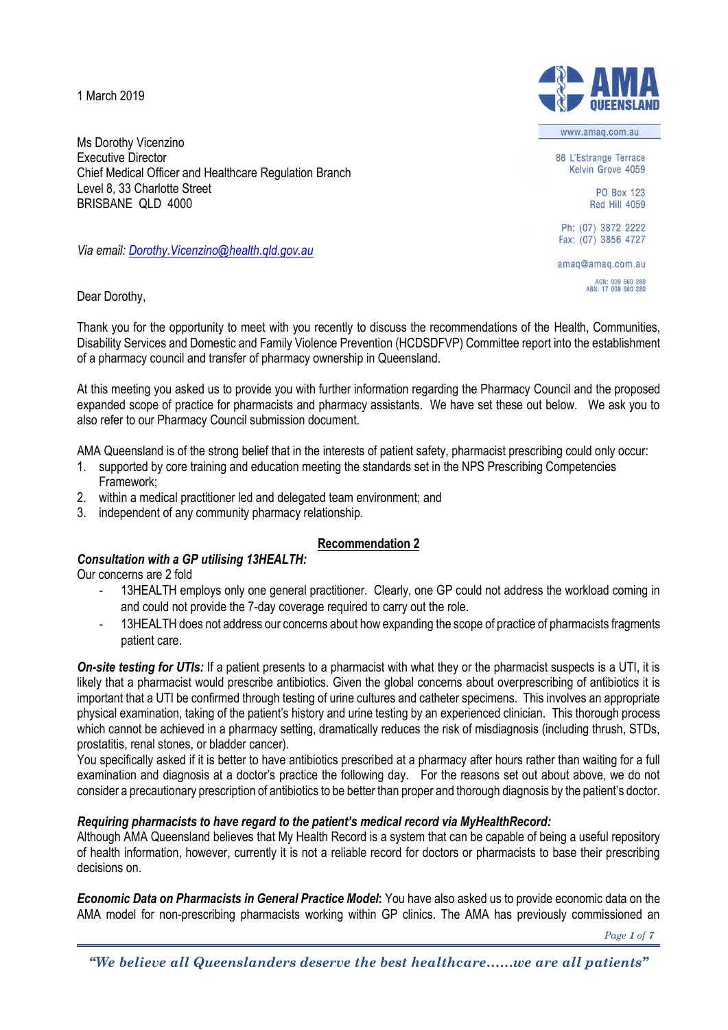1 March 2019

www.amaq.com.au

88 L'Estrange Terrace
Kelvin Grove 4059

PO Box 123
Red Hill 4059

Ph: (07) 3872 2222
Fax: (07) 3856 4727

amaq@amaq.com.au

ACN: 009 660 280
ABN: 17 009 660 280

Ms Dorothy Vicenzino
Executive Director
Chief Medical Officer and Healthcare Regulation Branch
Level 8, 33 Charlotte Street
BRISBANE QLD 4000

*Via email: Dorothy.Vicenzino@health.qld.gov.au*

Dear Dorothy,

Thank you for the opportunity to meet with you recently to discuss the recommendations of the Health, Communities, Disability Services and Domestic and Family Violence Prevention (HCDSDFVP) Committee report into the establishment of a pharmacy council and transfer of pharmacy ownership in Queensland.

At this meeting you asked us to provide you with further information regarding the Pharmacy Council and the proposed expanded scope of practice for pharmacists and pharmacy assistants. We have set these out below. We ask you to also refer to our Pharmacy Council submission document.

AMA Queensland is of the strong belief that in the interests of patient safety, pharmacist prescribing could only occur:

1. supported by core training and education meeting the standards set in the NPS Prescribing Competencies Framework;
2. within a medical practitioner led and delegated team environment; and
3. independent of any community pharmacy relationship.

## Recommendation 2

***Consultation with a GP utilising 13HEALTH:***

Our concerns are 2 fold

- 13HEALTH employs only one general practitioner. Clearly, one GP could not address the workload coming in and could not provide the 7-day coverage required to carry out the role.
- 13HEALTH does not address our concerns about how expanding the scope of practice of pharmacists fragments patient care.

***On-site testing for UTIs:*** If a patient presents to a pharmacist with what they or the pharmacist suspects is a UTI, it is likely that a pharmacist would prescribe antibiotics. Given the global concerns about overprescribing of antibiotics it is important that a UTI be confirmed through testing of urine cultures and catheter specimens. This involves an appropriate physical examination, taking of the patient's history and urine testing by an experienced clinician. This thorough process which cannot be achieved in a pharmacy setting, dramatically reduces the risk of misdiagnosis (including thrush, STDs, prostatitis, renal stones, or bladder cancer).

You specifically asked if it is better to have antibiotics prescribed at a pharmacy after hours rather than waiting for a full examination and diagnosis at a doctor's practice the following day. For the reasons set out about above, we do not consider a precautionary prescription of antibiotics to be better than proper and thorough diagnosis by the patient's doctor.

***Requiring pharmacists to have regard to the patient's medical record via MyHealthRecord:***

Although AMA Queensland believes that My Health Record is a system that can be capable of being a useful repository of health information, however, currently it is not a reliable record for doctors or pharmacists to base their prescribing decisions on.

***Economic Data on Pharmacists in General Practice Model*:** You have also asked us to provide economic data on the AMA model for non-prescribing pharmacists working within GP clinics. The AMA has previously commissioned an

*"We believe all Queenslanders deserve the best healthcare……we are all patients"*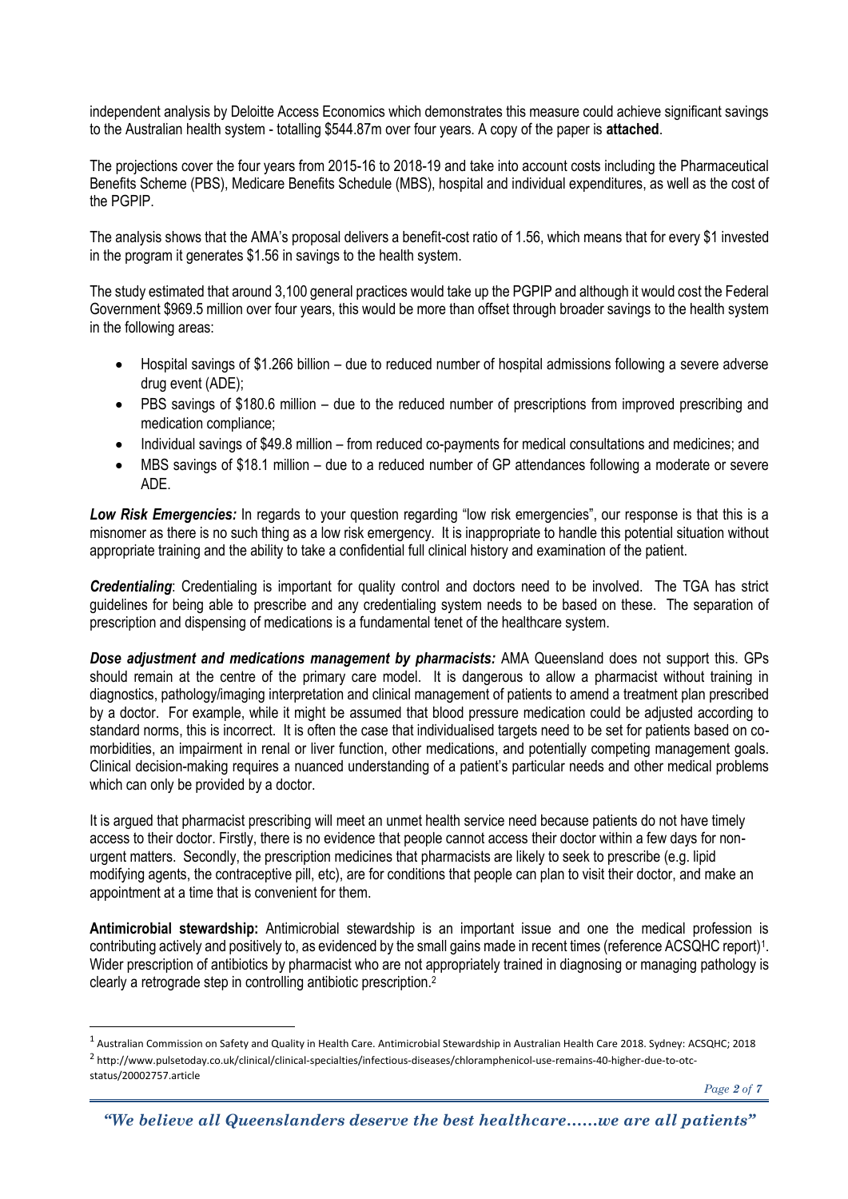independent analysis by Deloitte Access Economics which demonstrates this measure could achieve significant savings to the Australian health system - totalling $544.87m over four years. A copy of the paper is **attached**.

The projections cover the four years from 2015-16 to 2018-19 and take into account costs including the Pharmaceutical Benefits Scheme (PBS), Medicare Benefits Schedule (MBS), hospital and individual expenditures, as well as the cost of the PGPIP.

The analysis shows that the AMA's proposal delivers a benefit-cost ratio of 1.56, which means that for every $1 invested in the program it generates $1.56 in savings to the health system.

The study estimated that around 3,100 general practices would take up the PGPIP and although it would cost the Federal Government $969.5 million over four years, this would be more than offset through broader savings to the health system in the following areas:

- Hospital savings of $1.266 billion – due to reduced number of hospital admissions following a severe adverse drug event (ADE);
- PBS savings of $180.6 million – due to the reduced number of prescriptions from improved prescribing and medication compliance;
- Individual savings of $49.8 million – from reduced co-payments for medical consultations and medicines; and
- MBS savings of $18.1 million – due to a reduced number of GP attendances following a moderate or severe ADE.

***Low Risk Emergencies:*** In regards to your question regarding "low risk emergencies", our response is that this is a misnomer as there is no such thing as a low risk emergency. It is inappropriate to handle this potential situation without appropriate training and the ability to take a confidential full clinical history and examination of the patient.

***Credentialing***: Credentialing is important for quality control and doctors need to be involved. The TGA has strict guidelines for being able to prescribe and any credentialing system needs to be based on these. The separation of prescription and dispensing of medications is a fundamental tenet of the healthcare system.

***Dose adjustment and medications management by pharmacists:*** AMA Queensland does not support this. GPs should remain at the centre of the primary care model. It is dangerous to allow a pharmacist without training in diagnostics, pathology/imaging interpretation and clinical management of patients to amend a treatment plan prescribed by a doctor. For example, while it might be assumed that blood pressure medication could be adjusted according to standard norms, this is incorrect. It is often the case that individualised targets need to be set for patients based on co-morbidities, an impairment in renal or liver function, other medications, and potentially competing management goals. Clinical decision-making requires a nuanced understanding of a patient's particular needs and other medical problems which can only be provided by a doctor.

It is argued that pharmacist prescribing will meet an unmet health service need because patients do not have timely access to their doctor. Firstly, there is no evidence that people cannot access their doctor within a few days for non-urgent matters. Secondly, the prescription medicines that pharmacists are likely to seek to prescribe (e.g. lipid modifying agents, the contraceptive pill, etc), are for conditions that people can plan to visit their doctor, and make an appointment at a time that is convenient for them.

**Antimicrobial stewardship:** Antimicrobial stewardship is an important issue and one the medical profession is contributing actively and positively to, as evidenced by the small gains made in recent times (reference ACSQHC report)[1]. Wider prescription of antibiotics by pharmacist who are not appropriately trained in diagnosing or managing pathology is clearly a retrograde step in controlling antibiotic prescription.[2]

---

[1] Australian Commission on Safety and Quality in Health Care. Antimicrobial Stewardship in Australian Health Care 2018. Sydney: ACSQHC; 2018

[2] http://www.pulsetoday.co.uk/clinical/clinical-specialties/infectious-diseases/chloramphenicol-use-remains-40-higher-due-to-otc-status/20002757.article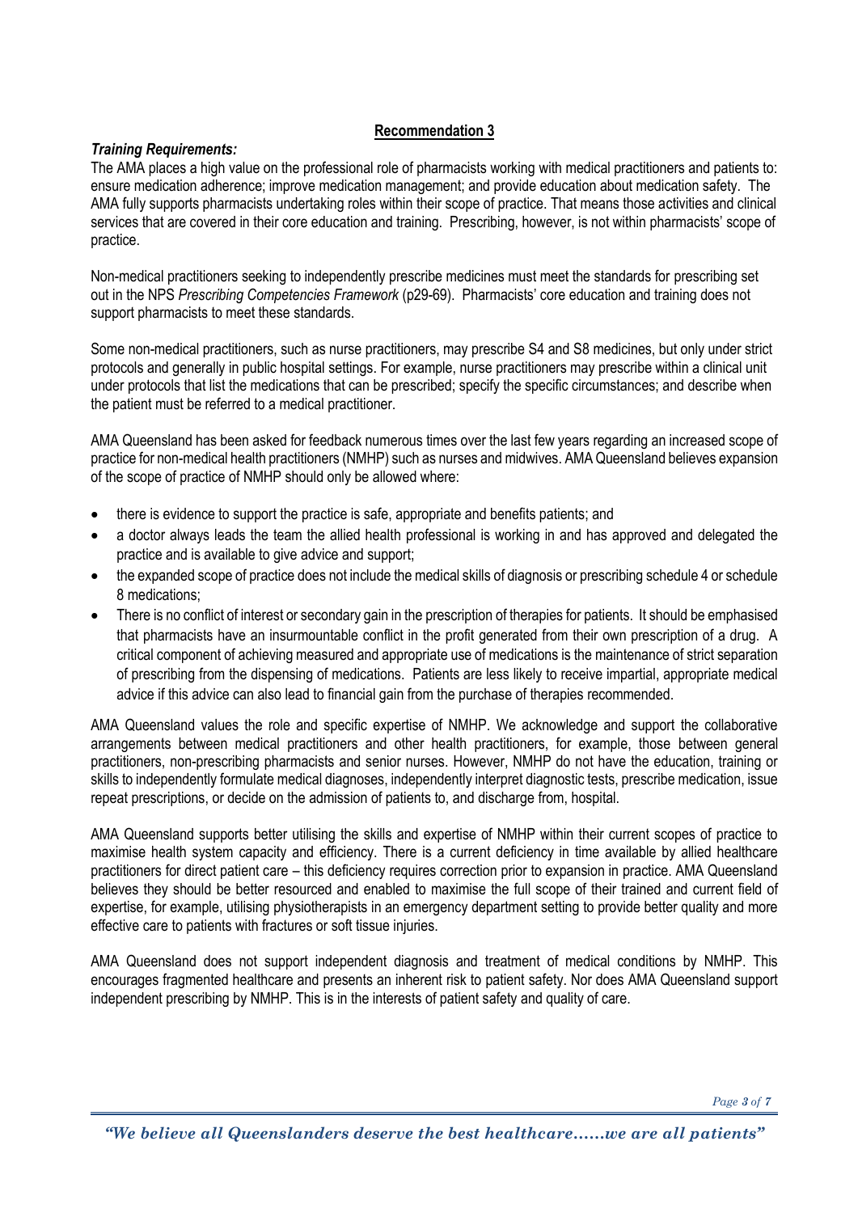## Recommendation 3

***Training Requirements:***

The AMA places a high value on the professional role of pharmacists working with medical practitioners and patients to: ensure medication adherence; improve medication management; and provide education about medication safety. The AMA fully supports pharmacists undertaking roles within their scope of practice. That means those activities and clinical services that are covered in their core education and training. Prescribing, however, is not within pharmacists' scope of practice.

Non-medical practitioners seeking to independently prescribe medicines must meet the standards for prescribing set out in the NPS *Prescribing Competencies Framework* (p29-69). Pharmacists' core education and training does not support pharmacists to meet these standards.

Some non-medical practitioners, such as nurse practitioners, may prescribe S4 and S8 medicines, but only under strict protocols and generally in public hospital settings. For example, nurse practitioners may prescribe within a clinical unit under protocols that list the medications that can be prescribed; specify the specific circumstances; and describe when the patient must be referred to a medical practitioner.

AMA Queensland has been asked for feedback numerous times over the last few years regarding an increased scope of practice for non-medical health practitioners (NMHP) such as nurses and midwives. AMA Queensland believes expansion of the scope of practice of NMHP should only be allowed where:

- there is evidence to support the practice is safe, appropriate and benefits patients; and
- a doctor always leads the team the allied health professional is working in and has approved and delegated the practice and is available to give advice and support;
- the expanded scope of practice does not include the medical skills of diagnosis or prescribing schedule 4 or schedule 8 medications;
- There is no conflict of interest or secondary gain in the prescription of therapies for patients. It should be emphasised that pharmacists have an insurmountable conflict in the profit generated from their own prescription of a drug. A critical component of achieving measured and appropriate use of medications is the maintenance of strict separation of prescribing from the dispensing of medications. Patients are less likely to receive impartial, appropriate medical advice if this advice can also lead to financial gain from the purchase of therapies recommended.

AMA Queensland values the role and specific expertise of NMHP. We acknowledge and support the collaborative arrangements between medical practitioners and other health practitioners, for example, those between general practitioners, non-prescribing pharmacists and senior nurses. However, NMHP do not have the education, training or skills to independently formulate medical diagnoses, independently interpret diagnostic tests, prescribe medication, issue repeat prescriptions, or decide on the admission of patients to, and discharge from, hospital.

AMA Queensland supports better utilising the skills and expertise of NMHP within their current scopes of practice to maximise health system capacity and efficiency. There is a current deficiency in time available by allied healthcare practitioners for direct patient care – this deficiency requires correction prior to expansion in practice. AMA Queensland believes they should be better resourced and enabled to maximise the full scope of their trained and current field of expertise, for example, utilising physiotherapists in an emergency department setting to provide better quality and more effective care to patients with fractures or soft tissue injuries.

AMA Queensland does not support independent diagnosis and treatment of medical conditions by NMHP. This encourages fragmented healthcare and presents an inherent risk to patient safety. Nor does AMA Queensland support independent prescribing by NMHP. This is in the interests of patient safety and quality of care.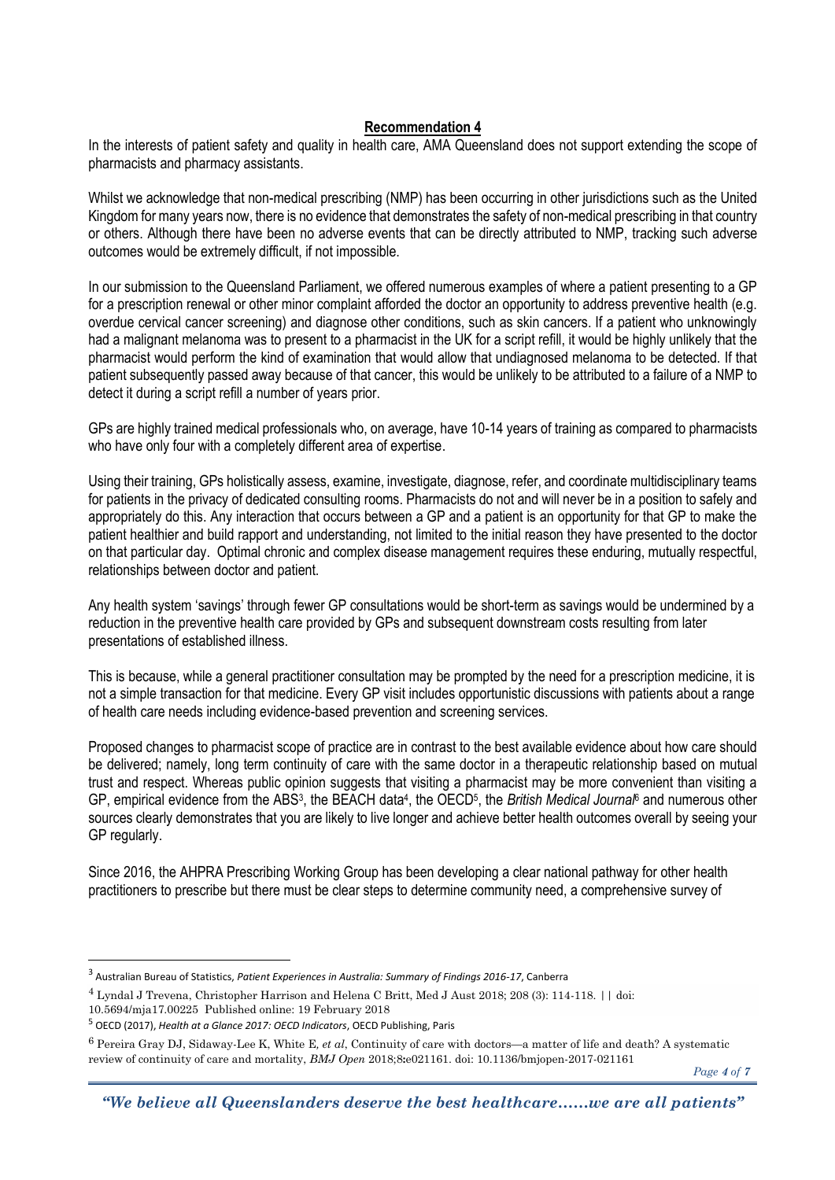## Recommendation 4

In the interests of patient safety and quality in health care, AMA Queensland does not support extending the scope of pharmacists and pharmacy assistants.

Whilst we acknowledge that non-medical prescribing (NMP) has been occurring in other jurisdictions such as the United Kingdom for many years now, there is no evidence that demonstrates the safety of non-medical prescribing in that country or others. Although there have been no adverse events that can be directly attributed to NMP, tracking such adverse outcomes would be extremely difficult, if not impossible.

In our submission to the Queensland Parliament, we offered numerous examples of where a patient presenting to a GP for a prescription renewal or other minor complaint afforded the doctor an opportunity to address preventive health (e.g. overdue cervical cancer screening) and diagnose other conditions, such as skin cancers. If a patient who unknowingly had a malignant melanoma was to present to a pharmacist in the UK for a script refill, it would be highly unlikely that the pharmacist would perform the kind of examination that would allow that undiagnosed melanoma to be detected. If that patient subsequently passed away because of that cancer, this would be unlikely to be attributed to a failure of a NMP to detect it during a script refill a number of years prior.

GPs are highly trained medical professionals who, on average, have 10-14 years of training as compared to pharmacists who have only four with a completely different area of expertise.

Using their training, GPs holistically assess, examine, investigate, diagnose, refer, and coordinate multidisciplinary teams for patients in the privacy of dedicated consulting rooms. Pharmacists do not and will never be in a position to safely and appropriately do this. Any interaction that occurs between a GP and a patient is an opportunity for that GP to make the patient healthier and build rapport and understanding, not limited to the initial reason they have presented to the doctor on that particular day. Optimal chronic and complex disease management requires these enduring, mutually respectful, relationships between doctor and patient.

Any health system 'savings' through fewer GP consultations would be short-term as savings would be undermined by a reduction in the preventive health care provided by GPs and subsequent downstream costs resulting from later presentations of established illness.

This is because, while a general practitioner consultation may be prompted by the need for a prescription medicine, it is not a simple transaction for that medicine. Every GP visit includes opportunistic discussions with patients about a range of health care needs including evidence-based prevention and screening services.

Proposed changes to pharmacist scope of practice are in contrast to the best available evidence about how care should be delivered; namely, long term continuity of care with the same doctor in a therapeutic relationship based on mutual trust and respect. Whereas public opinion suggests that visiting a pharmacist may be more convenient than visiting a GP, empirical evidence from the ABS[3], the BEACH data[4], the OECD[5], the *British Medical Journal*[6] and numerous other sources clearly demonstrates that you are likely to live longer and achieve better health outcomes overall by seeing your GP regularly.

Since 2016, the AHPRA Prescribing Working Group has been developing a clear national pathway for other health practitioners to prescribe but there must be clear steps to determine community need, a comprehensive survey of

---

[3] Australian Bureau of Statistics, *Patient Experiences in Australia: Summary of Findings 2016-17*, Canberra

[4] Lyndal J Trevena, Christopher Harrison and Helena C Britt, Med J Aust 2018; 208 (3): 114-118. || doi: 10.5694/mja17.00225 Published online: 19 February 2018

[5] OECD (2017), *Health at a Glance 2017: OECD Indicators*, OECD Publishing, Paris

[6] Pereira Gray DJ, Sidaway-Lee K, White E, *et al*, Continuity of care with doctors—a matter of life and death? A systematic review of continuity of care and mortality, *BMJ Open* 2018;8:e021161. doi: 10.1136/bmjopen-2017-021161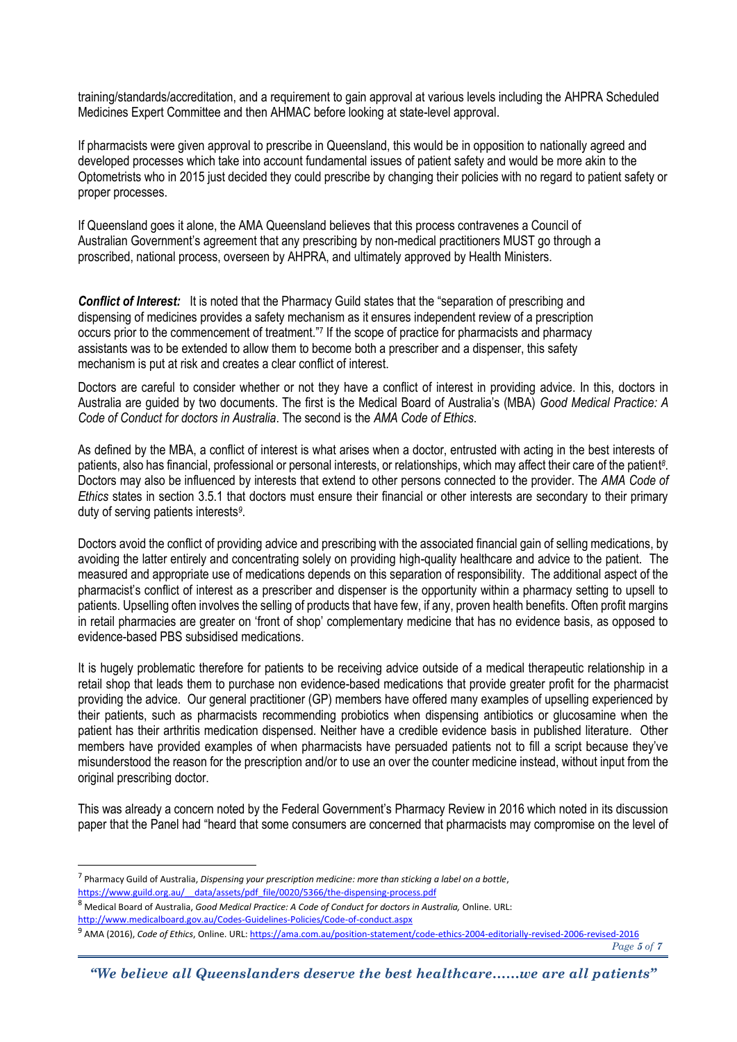training/standards/accreditation, and a requirement to gain approval at various levels including the AHPRA Scheduled Medicines Expert Committee and then AHMAC before looking at state-level approval.

If pharmacists were given approval to prescribe in Queensland, this would be in opposition to nationally agreed and developed processes which take into account fundamental issues of patient safety and would be more akin to the Optometrists who in 2015 just decided they could prescribe by changing their policies with no regard to patient safety or proper processes.

If Queensland goes it alone, the AMA Queensland believes that this process contravenes a Council of Australian Government's agreement that any prescribing by non-medical practitioners MUST go through a proscribed, national process, overseen by AHPRA, and ultimately approved by Health Ministers.

***Conflict of Interest:*** It is noted that the Pharmacy Guild states that the "separation of prescribing and dispensing of medicines provides a safety mechanism as it ensures independent review of a prescription occurs prior to the commencement of treatment."[7] If the scope of practice for pharmacists and pharmacy assistants was to be extended to allow them to become both a prescriber and a dispenser, this safety mechanism is put at risk and creates a clear conflict of interest.

Doctors are careful to consider whether or not they have a conflict of interest in providing advice. In this, doctors in Australia are guided by two documents. The first is the Medical Board of Australia's (MBA) *Good Medical Practice: A Code of Conduct for doctors in Australia*. The second is the *AMA Code of Ethics*.

As defined by the MBA, a conflict of interest is what arises when a doctor, entrusted with acting in the best interests of patients, also has financial, professional or personal interests, or relationships, which may affect their care of the patient[8]. Doctors may also be influenced by interests that extend to other persons connected to the provider. The *AMA Code of Ethics* states in section 3.5.1 that doctors must ensure their financial or other interests are secondary to their primary duty of serving patients interests[9].

Doctors avoid the conflict of providing advice and prescribing with the associated financial gain of selling medications, by avoiding the latter entirely and concentrating solely on providing high-quality healthcare and advice to the patient. The measured and appropriate use of medications depends on this separation of responsibility. The additional aspect of the pharmacist's conflict of interest as a prescriber and dispenser is the opportunity within a pharmacy setting to upsell to patients. Upselling often involves the selling of products that have few, if any, proven health benefits. Often profit margins in retail pharmacies are greater on 'front of shop' complementary medicine that has no evidence basis, as opposed to evidence-based PBS subsidised medications.

It is hugely problematic therefore for patients to be receiving advice outside of a medical therapeutic relationship in a retail shop that leads them to purchase non evidence-based medications that provide greater profit for the pharmacist providing the advice. Our general practitioner (GP) members have offered many examples of upselling experienced by their patients, such as pharmacists recommending probiotics when dispensing antibiotics or glucosamine when the patient has their arthritis medication dispensed. Neither have a credible evidence basis in published literature. Other members have provided examples of when pharmacists have persuaded patients not to fill a script because they've misunderstood the reason for the prescription and/or to use an over the counter medicine instead, without input from the original prescribing doctor.

This was already a concern noted by the Federal Government's Pharmacy Review in 2016 which noted in its discussion paper that the Panel had "heard that some consumers are concerned that pharmacists may compromise on the level of

---

[7] Pharmacy Guild of Australia, *Dispensing your prescription medicine: more than sticking a label on a bottle*, https://www.guild.org.au/__data/assets/pdf_file/0020/5366/the-dispensing-process.pdf

[8] Medical Board of Australia, *Good Medical Practice: A Code of Conduct for doctors in Australia,* Online. URL: http://www.medicalboard.gov.au/Codes-Guidelines-Policies/Code-of-conduct.aspx

[9] AMA (2016), *Code of Ethics*, Online. URL: https://ama.com.au/position-statement/code-ethics-2004-editorially-revised-2006-revised-2016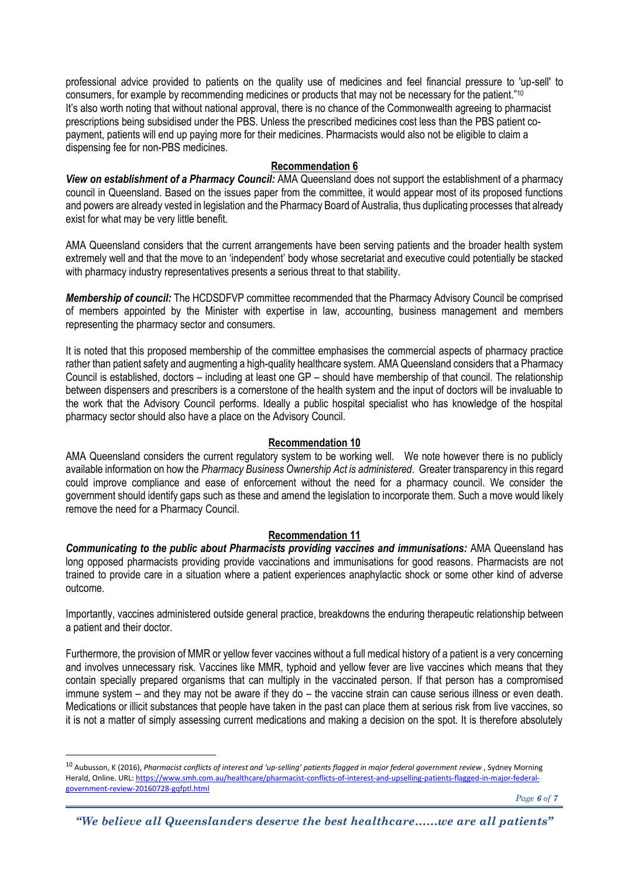professional advice provided to patients on the quality use of medicines and feel financial pressure to 'up-sell' to consumers, for example by recommending medicines or products that may not be necessary for the patient."[10]
It's also worth noting that without national approval, there is no chance of the Commonwealth agreeing to pharmacist prescriptions being subsidised under the PBS. Unless the prescribed medicines cost less than the PBS patient co-payment, patients will end up paying more for their medicines. Pharmacists would also not be eligible to claim a dispensing fee for non-PBS medicines.

## Recommendation 6

***View on establishment of a Pharmacy Council:*** AMA Queensland does not support the establishment of a pharmacy council in Queensland. Based on the issues paper from the committee, it would appear most of its proposed functions and powers are already vested in legislation and the Pharmacy Board of Australia, thus duplicating processes that already exist for what may be very little benefit.

AMA Queensland considers that the current arrangements have been serving patients and the broader health system extremely well and that the move to an 'independent' body whose secretariat and executive could potentially be stacked with pharmacy industry representatives presents a serious threat to that stability.

***Membership of council:*** The HCDSDFVP committee recommended that the Pharmacy Advisory Council be comprised of members appointed by the Minister with expertise in law, accounting, business management and members representing the pharmacy sector and consumers.

It is noted that this proposed membership of the committee emphasises the commercial aspects of pharmacy practice rather than patient safety and augmenting a high-quality healthcare system. AMA Queensland considers that a Pharmacy Council is established, doctors – including at least one GP – should have membership of that council. The relationship between dispensers and prescribers is a cornerstone of the health system and the input of doctors will be invaluable to the work that the Advisory Council performs. Ideally a public hospital specialist who has knowledge of the hospital pharmacy sector should also have a place on the Advisory Council.

## Recommendation 10

AMA Queensland considers the current regulatory system to be working well. We note however there is no publicly available information on how the *Pharmacy Business Ownership Act is administered*. Greater transparency in this regard could improve compliance and ease of enforcement without the need for a pharmacy council. We consider the government should identify gaps such as these and amend the legislation to incorporate them. Such a move would likely remove the need for a Pharmacy Council.

## Recommendation 11

***Communicating to the public about Pharmacists providing vaccines and immunisations:*** AMA Queensland has long opposed pharmacists providing provide vaccinations and immunisations for good reasons. Pharmacists are not trained to provide care in a situation where a patient experiences anaphylactic shock or some other kind of adverse outcome.

Importantly, vaccines administered outside general practice, breakdowns the enduring therapeutic relationship between a patient and their doctor.

Furthermore, the provision of MMR or yellow fever vaccines without a full medical history of a patient is a very concerning and involves unnecessary risk. Vaccines like MMR, typhoid and yellow fever are live vaccines which means that they contain specially prepared organisms that can multiply in the vaccinated person. If that person has a compromised immune system – and they may not be aware if they do – the vaccine strain can cause serious illness or even death. Medications or illicit substances that people have taken in the past can place them at serious risk from live vaccines, so it is not a matter of simply assessing current medications and making a decision on the spot. It is therefore absolutely

---

[10] Aubusson, K (2016), *Pharmacist conflicts of interest and 'up-selling' patients flagged in major federal government review* , Sydney Morning Herald, Online. URL: https://www.smh.com.au/healthcare/pharmacist-conflicts-of-interest-and-upselling-patients-flagged-in-major-federal-government-review-20160728-gqfptl.html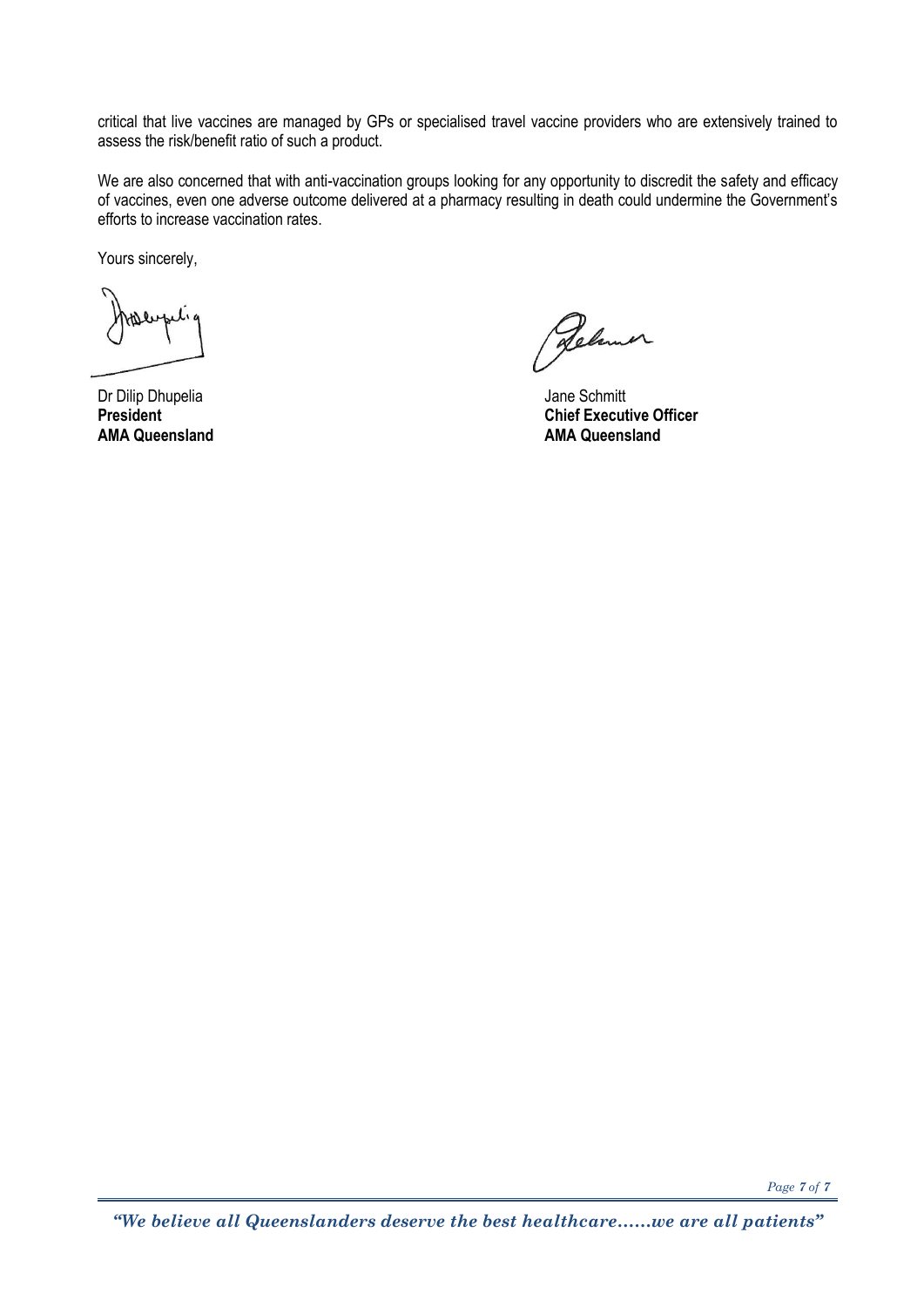critical that live vaccines are managed by GPs or specialised travel vaccine providers who are extensively trained to assess the risk/benefit ratio of such a product.

We are also concerned that with anti-vaccination groups looking for any opportunity to discredit the safety and efficacy of vaccines, even one adverse outcome delivered at a pharmacy resulting in death could undermine the Government's efforts to increase vaccination rates.

Yours sincerely,

Dr Dilip Dhupelia
**President**
**AMA Queensland**

Jane Schmitt
**Chief Executive Officer**
**AMA Queensland**